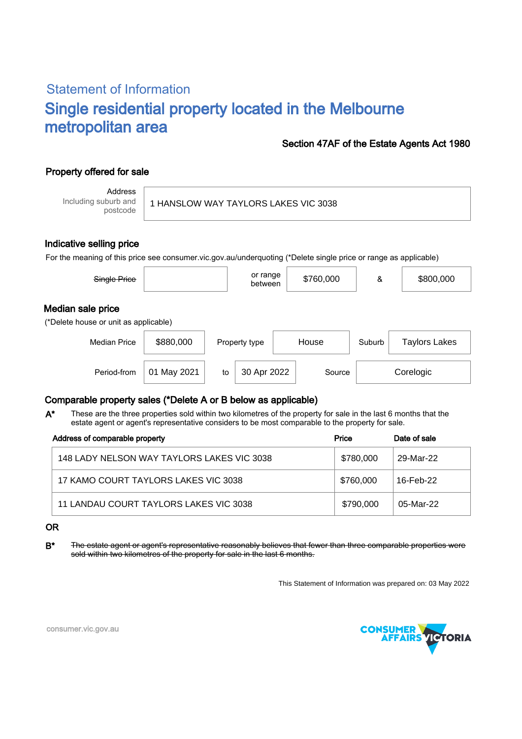## Statement of Information

# Single residential property located in the Melbourne metropolitan area

**Section 47AF of the Estate Agents Act 1980**

### Property offered for sale

| Address Including suburb and postcode | 1 HANSLOW WAY TAYLORS LAKES VIC 3038 |
|---|---|

### Indicative selling price

For the meaning of this price see consumer.vic.gov.au/underquoting (*Delete single price or range as applicable)

| ~~Single Price~~ | | or range between | $760,000 | & | $800,000 |
|---|---|---|---|---|---|

### Median sale price

(*Delete house or unit as applicable)

| Median Price | $880,000 | Property type | House | Suburb | Taylors Lakes |
|---|---|---|---|---|---|
| Period-from | 01 May 2021 | to | 30 Apr 2022 | Source | Corelogic |

### Comparable property sales (*Delete A or B below as applicable)

**A*** These are the three properties sold within two kilometres of the property for sale in the last 6 months that the estate agent or agent's representative considers to be most comparable to the property for sale.

| Address of comparable property | Price | Date of sale |
|---|---|---|
| 148 LADY NELSON WAY TAYLORS LAKES VIC 3038 | $780,000 | 29-Mar-22 |
| 17 KAMO COURT TAYLORS LAKES VIC 3038 | $760,000 | 16-Feb-22 |
| 11 LANDAU COURT TAYLORS LAKES VIC 3038 | $790,000 | 05-Mar-22 |

**OR**

**B*** ~~The estate agent or agent's representative reasonably believes that fewer than three comparable properties were sold within two kilometres of the property for sale in the last 6 months.~~

This Statement of Information was prepared on: 03 May 2022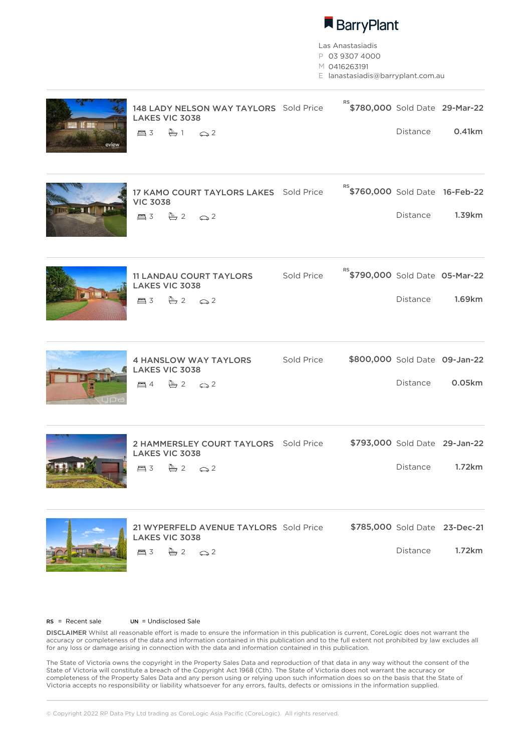**BarryPlant**

Las Anastasiadis
P 03 9307 4000
M 0416263191
E lanastasiadis@barryplant.com.au

**148 LADY NELSON WAY TAYLORS LAKES VIC 3038**
3 | 1 | 2
Sold Price RS $780,000 | Sold Date 29-Mar-22
Distance 0.41km

**17 KAMO COURT TAYLORS LAKES VIC 3038**
3 | 2 | 2
Sold Price RS $760,000 | Sold Date 16-Feb-22
Distance 1.39km

**11 LANDAU COURT TAYLORS LAKES VIC 3038**
3 | 2 | 2
Sold Price RS $790,000 | Sold Date 05-Mar-22
Distance 1.69km

**4 HANSLOW WAY TAYLORS LAKES VIC 3038**
4 | 2 | 2
Sold Price $800,000 | Sold Date 09-Jan-22
Distance 0.05km

**2 HAMMERSLEY COURT TAYLORS LAKES VIC 3038**
3 | 2 | 2
Sold Price $793,000 | Sold Date 29-Jan-22
Distance 1.72km

**21 WYPERFELD AVENUE TAYLORS LAKES VIC 3038**
3 | 2 | 2
Sold Price $785,000 | Sold Date 23-Dec-21
Distance 1.72km

**RS** = Recent sale **UN** = Undisclosed Sale

**DISCLAIMER** Whilst all reasonable effort is made to ensure the information in this publication is current, CoreLogic does not warrant the accuracy or completeness of the data and information contained in this publication and to the full extent not prohibited by law excludes all for any loss or damage arising in connection with the data and information contained in this publication.

The State of Victoria owns the copyright in the Property Sales Data and reproduction of that data in any way without the consent of the State of Victoria will constitute a breach of the Copyright Act 1968 (Cth). The State of Victoria does not warrant the accuracy or completeness of the Property Sales Data and any person using or relying upon such information does so on the basis that the State of Victoria accepts no responsibility or liability whatsoever for any errors, faults, defects or omissions in the information supplied.

© Copyright 2022 RP Data Pty Ltd trading as CoreLogic Asia Pacific (CoreLogic). All rights reserved.